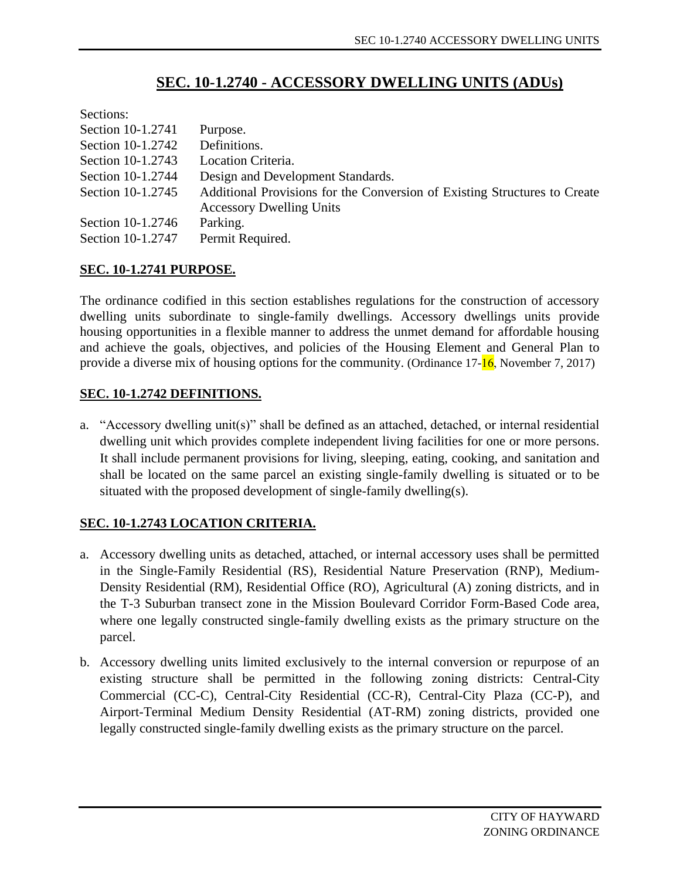# SEC. 10-1.2740 - ACCESSORY DWELLING UNITS (ADUs)

Sections:

| | |
|---|---|
| Section 10-1.2741 | Purpose. |
| Section 10-1.2742 | Definitions. |
| Section 10-1.2743 | Location Criteria. |
| Section 10-1.2744 | Design and Development Standards. |
| Section 10-1.2745 | Additional Provisions for the Conversion of Existing Structures to Create Accessory Dwelling Units |
| Section 10-1.2746 | Parking. |
| Section 10-1.2747 | Permit Required. |

## SEC. 10-1.2741 PURPOSE.

The ordinance codified in this section establishes regulations for the construction of accessory dwelling units subordinate to single-family dwellings. Accessory dwellings units provide housing opportunities in a flexible manner to address the unmet demand for affordable housing and achieve the goals, objectives, and policies of the Housing Element and General Plan to provide a diverse mix of housing options for the community. (Ordinance 17-16, November 7, 2017)

## SEC. 10-1.2742 DEFINITIONS.

a. "Accessory dwelling unit(s)" shall be defined as an attached, detached, or internal residential dwelling unit which provides complete independent living facilities for one or more persons. It shall include permanent provisions for living, sleeping, eating, cooking, and sanitation and shall be located on the same parcel an existing single-family dwelling is situated or to be situated with the proposed development of single-family dwelling(s).

## SEC. 10-1.2743 LOCATION CRITERIA.

a. Accessory dwelling units as detached, attached, or internal accessory uses shall be permitted in the Single-Family Residential (RS), Residential Nature Preservation (RNP), Medium-Density Residential (RM), Residential Office (RO), Agricultural (A) zoning districts, and in the T-3 Suburban transect zone in the Mission Boulevard Corridor Form-Based Code area, where one legally constructed single-family dwelling exists as the primary structure on the parcel.

b. Accessory dwelling units limited exclusively to the internal conversion or repurpose of an existing structure shall be permitted in the following zoning districts: Central-City Commercial (CC-C), Central-City Residential (CC-R), Central-City Plaza (CC-P), and Airport-Terminal Medium Density Residential (AT-RM) zoning districts, provided one legally constructed single-family dwelling exists as the primary structure on the parcel.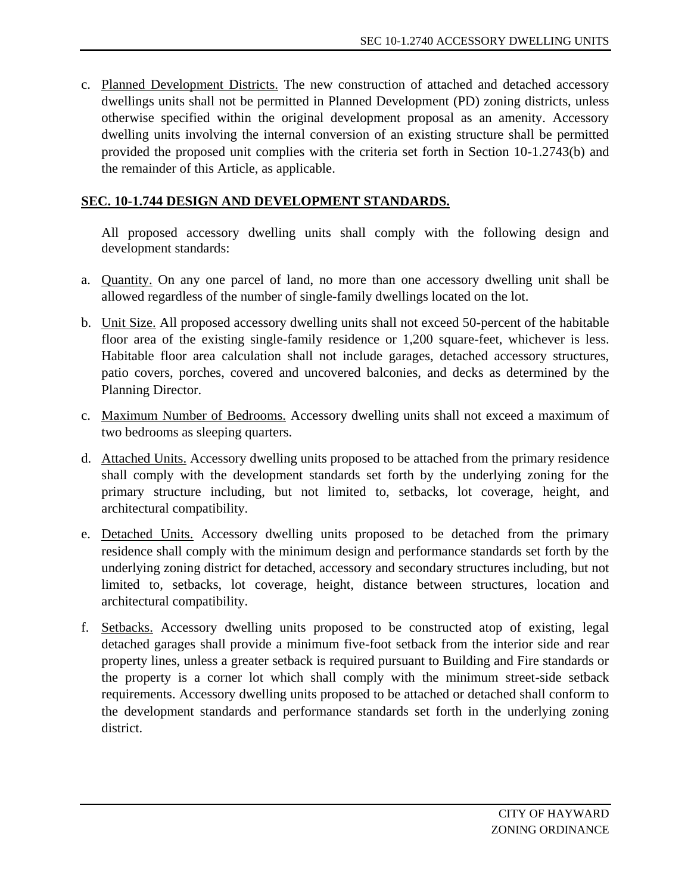c. Planned Development Districts. The new construction of attached and detached accessory dwellings units shall not be permitted in Planned Development (PD) zoning districts, unless otherwise specified within the original development proposal as an amenity. Accessory dwelling units involving the internal conversion of an existing structure shall be permitted provided the proposed unit complies with the criteria set forth in Section 10-1.2743(b) and the remainder of this Article, as applicable.

## SEC. 10-1.744 DESIGN AND DEVELOPMENT STANDARDS.

All proposed accessory dwelling units shall comply with the following design and development standards:

a. Quantity. On any one parcel of land, no more than one accessory dwelling unit shall be allowed regardless of the number of single-family dwellings located on the lot.

b. Unit Size. All proposed accessory dwelling units shall not exceed 50-percent of the habitable floor area of the existing single-family residence or 1,200 square-feet, whichever is less. Habitable floor area calculation shall not include garages, detached accessory structures, patio covers, porches, covered and uncovered balconies, and decks as determined by the Planning Director.

c. Maximum Number of Bedrooms. Accessory dwelling units shall not exceed a maximum of two bedrooms as sleeping quarters.

d. Attached Units. Accessory dwelling units proposed to be attached from the primary residence shall comply with the development standards set forth by the underlying zoning for the primary structure including, but not limited to, setbacks, lot coverage, height, and architectural compatibility.

e. Detached Units. Accessory dwelling units proposed to be detached from the primary residence shall comply with the minimum design and performance standards set forth by the underlying zoning district for detached, accessory and secondary structures including, but not limited to, setbacks, lot coverage, height, distance between structures, location and architectural compatibility.

f. Setbacks. Accessory dwelling units proposed to be constructed atop of existing, legal detached garages shall provide a minimum five-foot setback from the interior side and rear property lines, unless a greater setback is required pursuant to Building and Fire standards or the property is a corner lot which shall comply with the minimum street-side setback requirements. Accessory dwelling units proposed to be attached or detached shall conform to the development standards and performance standards set forth in the underlying zoning district.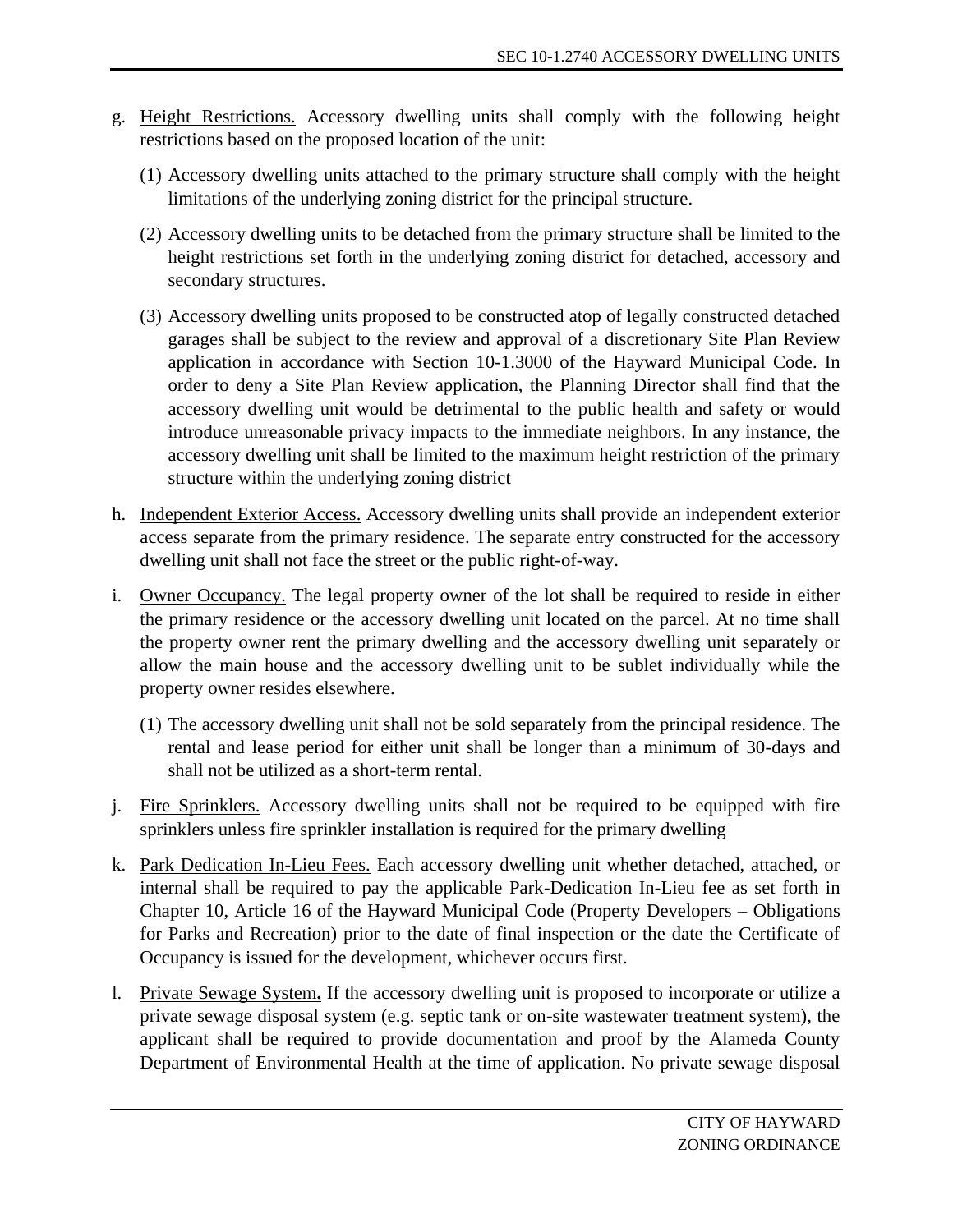g. <u>Height Restrictions.</u> Accessory dwelling units shall comply with the following height restrictions based on the proposed location of the unit:

   (1) Accessory dwelling units attached to the primary structure shall comply with the height limitations of the underlying zoning district for the principal structure.

   (2) Accessory dwelling units to be detached from the primary structure shall be limited to the height restrictions set forth in the underlying zoning district for detached, accessory and secondary structures.

   (3) Accessory dwelling units proposed to be constructed atop of legally constructed detached garages shall be subject to the review and approval of a discretionary Site Plan Review application in accordance with Section 10-1.3000 of the Hayward Municipal Code. In order to deny a Site Plan Review application, the Planning Director shall find that the accessory dwelling unit would be detrimental to the public health and safety or would introduce unreasonable privacy impacts to the immediate neighbors. In any instance, the accessory dwelling unit shall be limited to the maximum height restriction of the primary structure within the underlying zoning district

h. <u>Independent Exterior Access.</u> Accessory dwelling units shall provide an independent exterior access separate from the primary residence. The separate entry constructed for the accessory dwelling unit shall not face the street or the public right-of-way.

i. <u>Owner Occupancy.</u> The legal property owner of the lot shall be required to reside in either the primary residence or the accessory dwelling unit located on the parcel. At no time shall the property owner rent the primary dwelling and the accessory dwelling unit separately or allow the main house and the accessory dwelling unit to be sublet individually while the property owner resides elsewhere.

   (1) The accessory dwelling unit shall not be sold separately from the principal residence. The rental and lease period for either unit shall be longer than a minimum of 30-days and shall not be utilized as a short-term rental.

j. <u>Fire Sprinklers.</u> Accessory dwelling units shall not be required to be equipped with fire sprinklers unless fire sprinkler installation is required for the primary dwelling

k. <u>Park Dedication In-Lieu Fees.</u> Each accessory dwelling unit whether detached, attached, or internal shall be required to pay the applicable Park-Dedication In-Lieu fee as set forth in Chapter 10, Article 16 of the Hayward Municipal Code (Property Developers – Obligations for Parks and Recreation) prior to the date of final inspection or the date the Certificate of Occupancy is issued for the development, whichever occurs first.

l. <u>Private Sewage System</u>**.** If the accessory dwelling unit is proposed to incorporate or utilize a private sewage disposal system (e.g. septic tank or on-site wastewater treatment system), the applicant shall be required to provide documentation and proof by the Alameda County Department of Environmental Health at the time of application. No private sewage disposal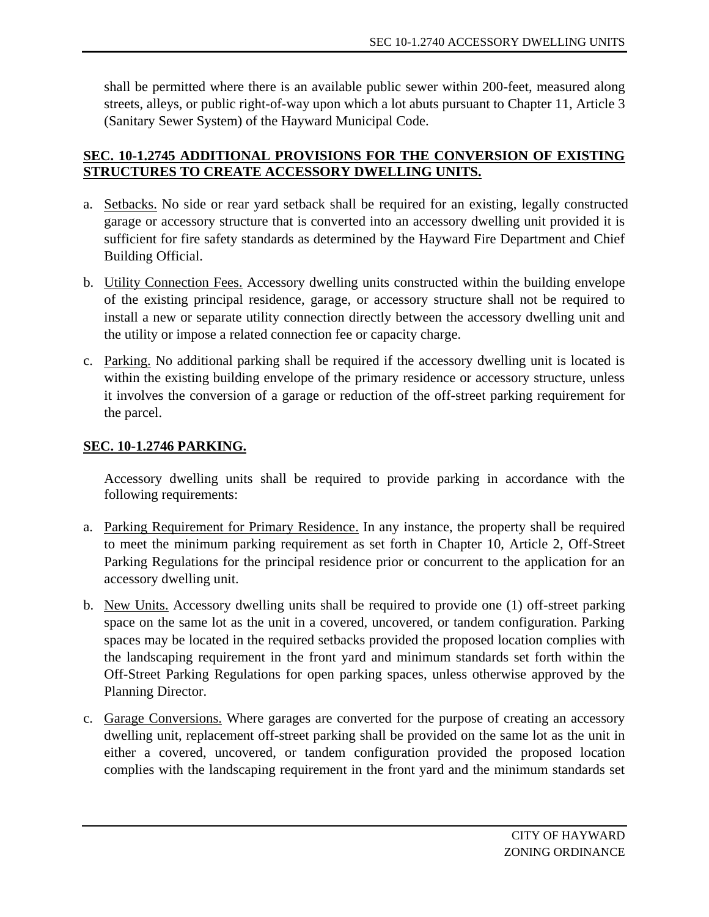shall be permitted where there is an available public sewer within 200-feet, measured along streets, alleys, or public right-of-way upon which a lot abuts pursuant to Chapter 11, Article 3 (Sanitary Sewer System) of the Hayward Municipal Code.

## SEC. 10-1.2745 ADDITIONAL PROVISIONS FOR THE CONVERSION OF EXISTING STRUCTURES TO CREATE ACCESSORY DWELLING UNITS.

a. Setbacks. No side or rear yard setback shall be required for an existing, legally constructed garage or accessory structure that is converted into an accessory dwelling unit provided it is sufficient for fire safety standards as determined by the Hayward Fire Department and Chief Building Official.

b. Utility Connection Fees. Accessory dwelling units constructed within the building envelope of the existing principal residence, garage, or accessory structure shall not be required to install a new or separate utility connection directly between the accessory dwelling unit and the utility or impose a related connection fee or capacity charge.

c. Parking. No additional parking shall be required if the accessory dwelling unit is located is within the existing building envelope of the primary residence or accessory structure, unless it involves the conversion of a garage or reduction of the off-street parking requirement for the parcel.

## SEC. 10-1.2746 PARKING.

Accessory dwelling units shall be required to provide parking in accordance with the following requirements:

a. Parking Requirement for Primary Residence. In any instance, the property shall be required to meet the minimum parking requirement as set forth in Chapter 10, Article 2, Off-Street Parking Regulations for the principal residence prior or concurrent to the application for an accessory dwelling unit.

b. New Units. Accessory dwelling units shall be required to provide one (1) off-street parking space on the same lot as the unit in a covered, uncovered, or tandem configuration. Parking spaces may be located in the required setbacks provided the proposed location complies with the landscaping requirement in the front yard and minimum standards set forth within the Off-Street Parking Regulations for open parking spaces, unless otherwise approved by the Planning Director.

c. Garage Conversions. Where garages are converted for the purpose of creating an accessory dwelling unit, replacement off-street parking shall be provided on the same lot as the unit in either a covered, uncovered, or tandem configuration provided the proposed location complies with the landscaping requirement in the front yard and the minimum standards set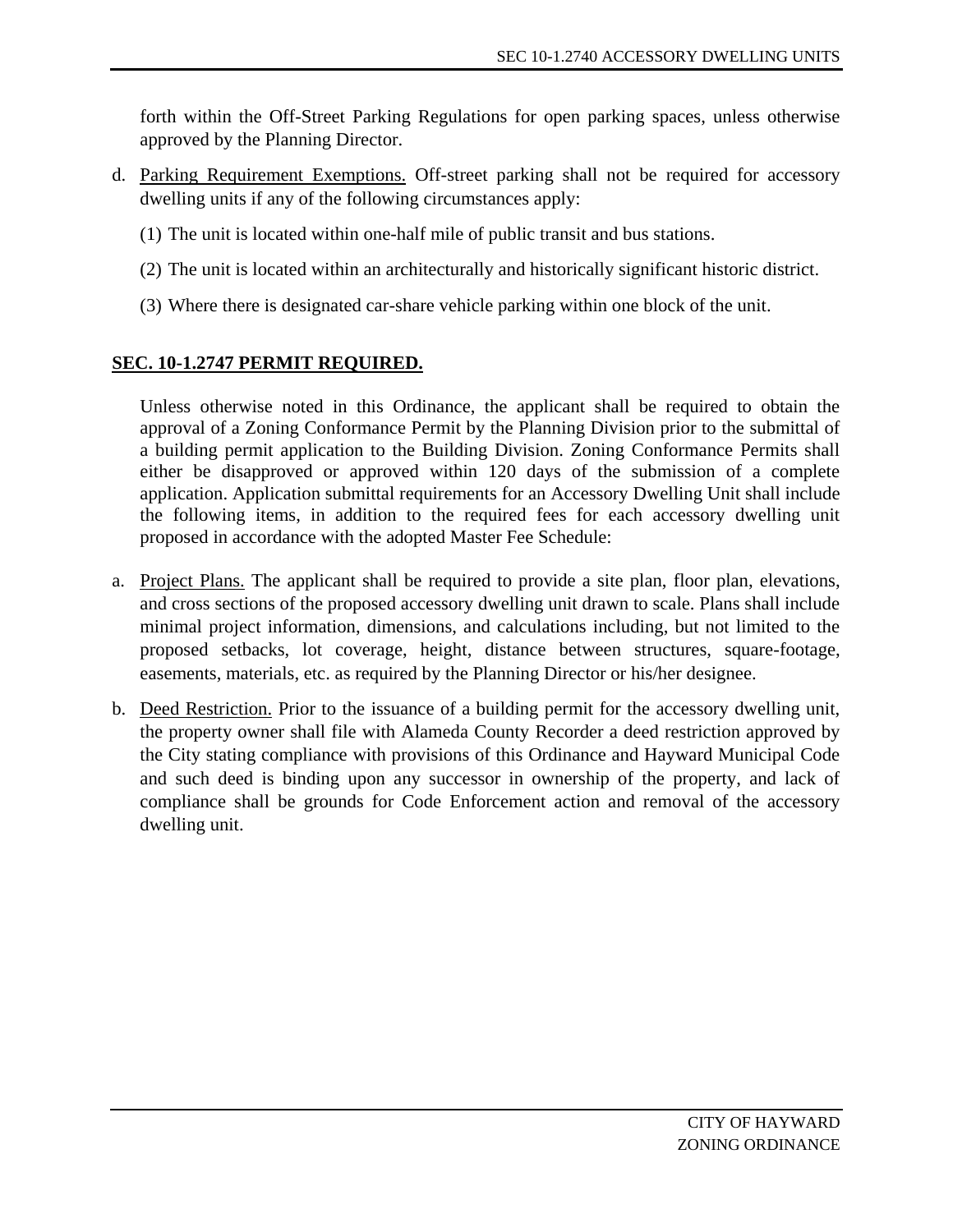forth within the Off-Street Parking Regulations for open parking spaces, unless otherwise approved by the Planning Director.

d. Parking Requirement Exemptions. Off-street parking shall not be required for accessory dwelling units if any of the following circumstances apply:

   (1) The unit is located within one-half mile of public transit and bus stations.

   (2) The unit is located within an architecturally and historically significant historic district.

   (3) Where there is designated car-share vehicle parking within one block of the unit.

## SEC. 10-1.2747 PERMIT REQUIRED.

Unless otherwise noted in this Ordinance, the applicant shall be required to obtain the approval of a Zoning Conformance Permit by the Planning Division prior to the submittal of a building permit application to the Building Division. Zoning Conformance Permits shall either be disapproved or approved within 120 days of the submission of a complete application. Application submittal requirements for an Accessory Dwelling Unit shall include the following items, in addition to the required fees for each accessory dwelling unit proposed in accordance with the adopted Master Fee Schedule:

a. Project Plans. The applicant shall be required to provide a site plan, floor plan, elevations, and cross sections of the proposed accessory dwelling unit drawn to scale. Plans shall include minimal project information, dimensions, and calculations including, but not limited to the proposed setbacks, lot coverage, height, distance between structures, square-footage, easements, materials, etc. as required by the Planning Director or his/her designee.

b. Deed Restriction. Prior to the issuance of a building permit for the accessory dwelling unit, the property owner shall file with Alameda County Recorder a deed restriction approved by the City stating compliance with provisions of this Ordinance and Hayward Municipal Code and such deed is binding upon any successor in ownership of the property, and lack of compliance shall be grounds for Code Enforcement action and removal of the accessory dwelling unit.